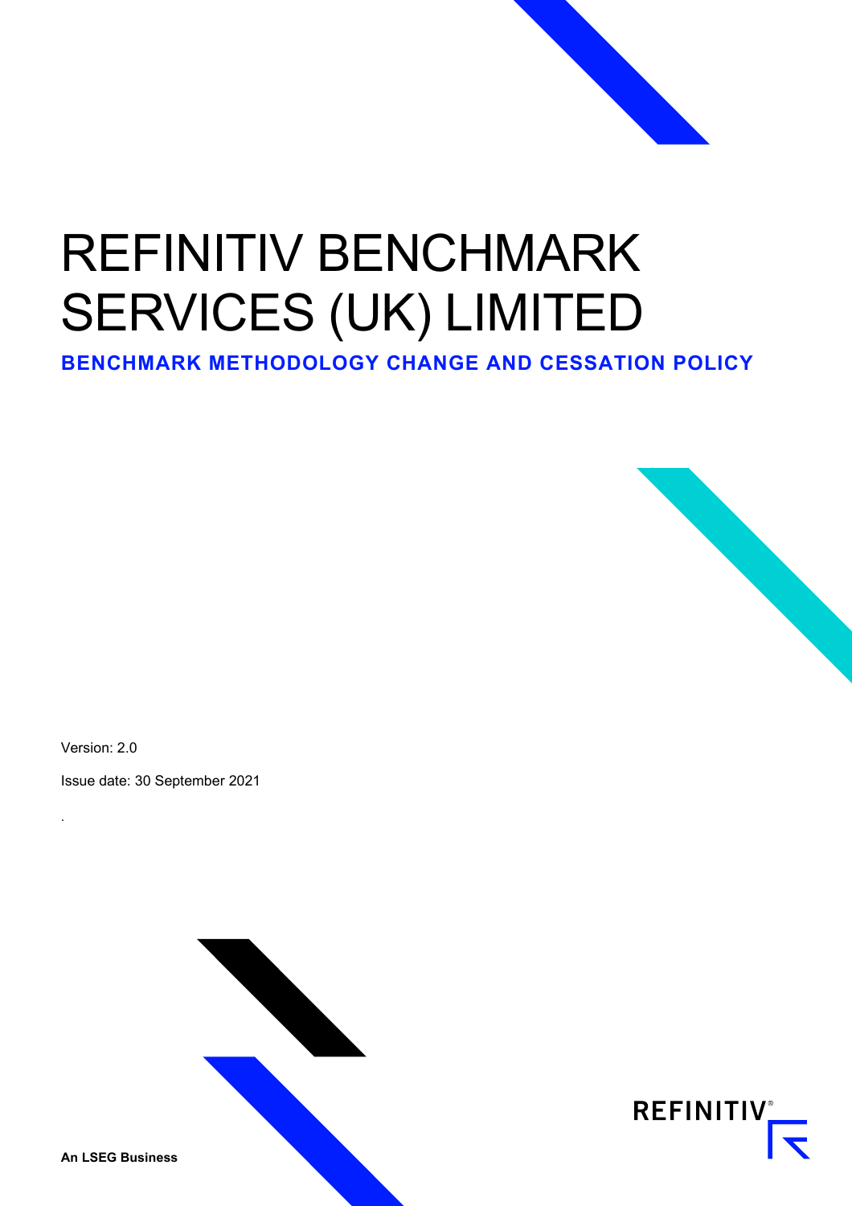# REFINITIV BENCHMARK SERVICES (UK) LIMITED

## BENCHMARK METHODOLOGY CHANGE AND CESSATION POLICY

Version: 2.0

Issue date: 30 September 2021

.

**An LSEG Business**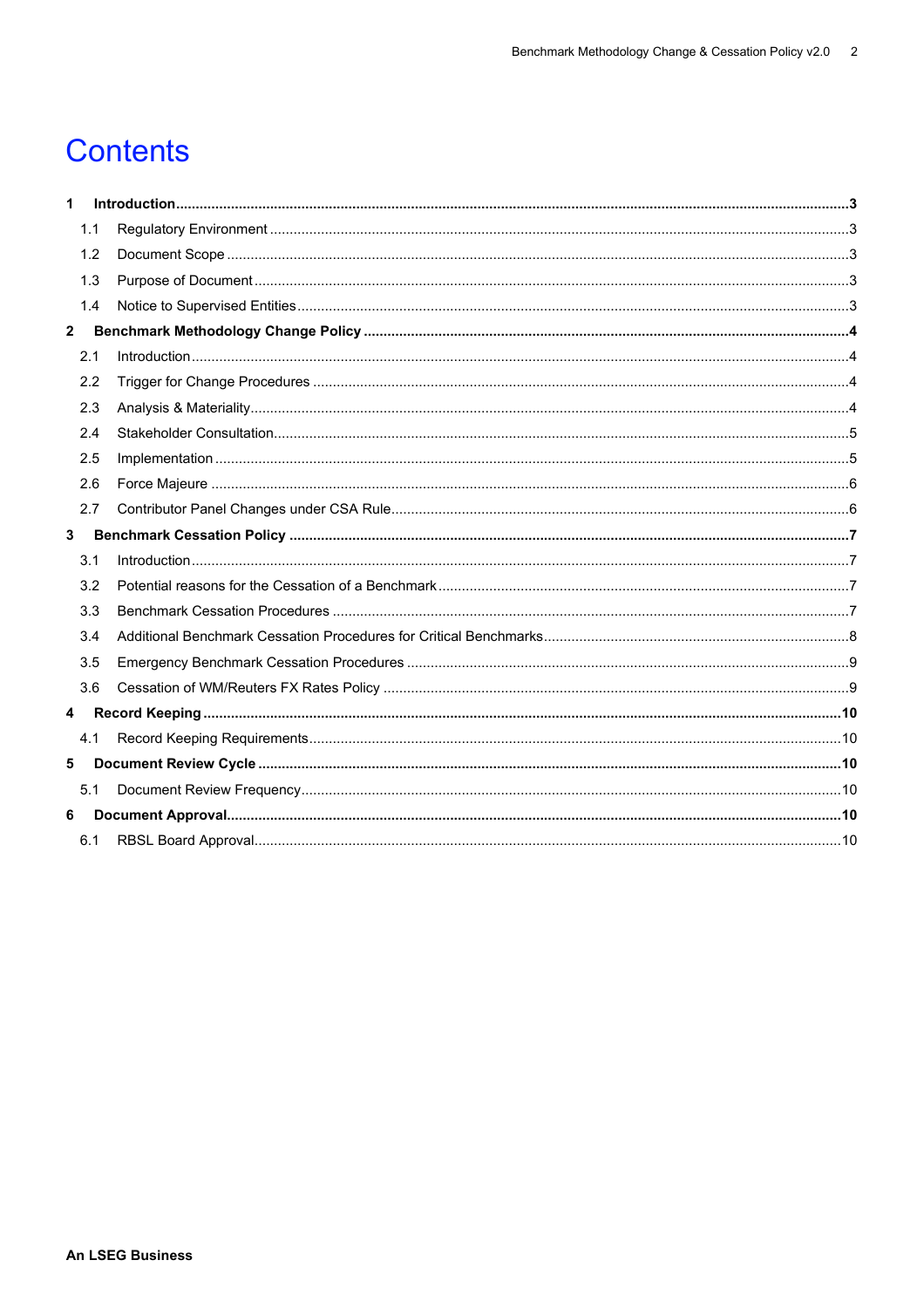# Contents

**1 Introduction** .......... **3**

- 1.1 Regulatory Environment .......... 3
- 1.2 Document Scope .......... 3
- 1.3 Purpose of Document .......... 3
- 1.4 Notice to Supervised Entities .......... 3

**2 Benchmark Methodology Change Policy** .......... **4**

- 2.1 Introduction .......... 4
- 2.2 Trigger for Change Procedures .......... 4
- 2.3 Analysis & Materiality .......... 4
- 2.4 Stakeholder Consultation .......... 5
- 2.5 Implementation .......... 5
- 2.6 Force Majeure .......... 6
- 2.7 Contributor Panel Changes under CSA Rule .......... 6

**3 Benchmark Cessation Policy** .......... **7**

- 3.1 Introduction .......... 7
- 3.2 Potential reasons for the Cessation of a Benchmark .......... 7
- 3.3 Benchmark Cessation Procedures .......... 7
- 3.4 Additional Benchmark Cessation Procedures for Critical Benchmarks .......... 8
- 3.5 Emergency Benchmark Cessation Procedures .......... 9
- 3.6 Cessation of WM/Reuters FX Rates Policy .......... 9

**4 Record Keeping** .......... **10**

- 4.1 Record Keeping Requirements .......... 10

**5 Document Review Cycle** .......... **10**

- 5.1 Document Review Frequency .......... 10

**6 Document Approval** .......... **10**

- 6.1 RBSL Board Approval .......... 10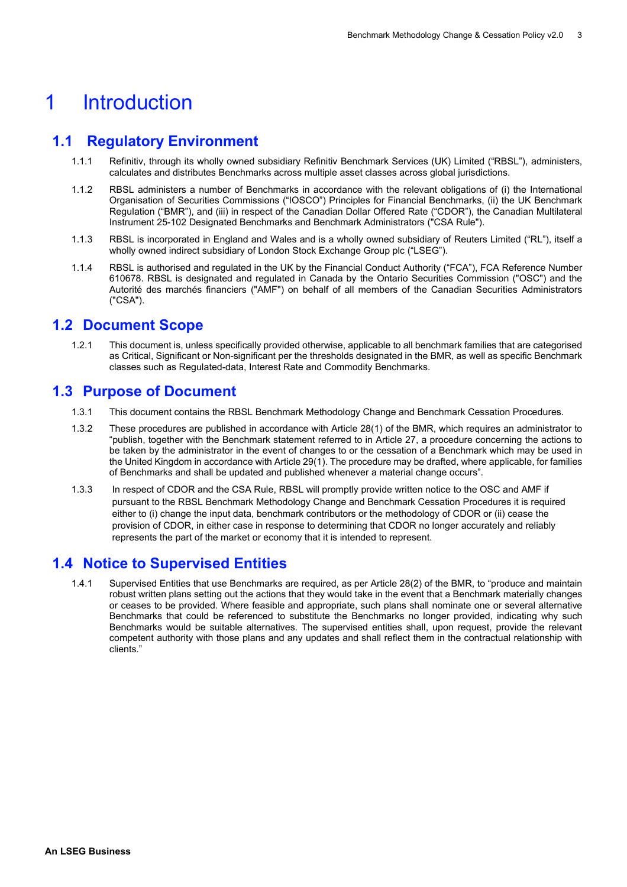# 1 Introduction

## 1.1 Regulatory Environment

1.1.1 Refinitiv, through its wholly owned subsidiary Refinitiv Benchmark Services (UK) Limited ("RBSL"), administers, calculates and distributes Benchmarks across multiple asset classes across global jurisdictions.

1.1.2 RBSL administers a number of Benchmarks in accordance with the relevant obligations of (i) the International Organisation of Securities Commissions ("IOSCO") Principles for Financial Benchmarks, (ii) the UK Benchmark Regulation ("BMR"), and (iii) in respect of the Canadian Dollar Offered Rate ("CDOR"), the Canadian Multilateral Instrument 25-102 Designated Benchmarks and Benchmark Administrators ("CSA Rule").

1.1.3 RBSL is incorporated in England and Wales and is a wholly owned subsidiary of Reuters Limited ("RL"), itself a wholly owned indirect subsidiary of London Stock Exchange Group plc ("LSEG").

1.1.4 RBSL is authorised and regulated in the UK by the Financial Conduct Authority ("FCA"), FCA Reference Number 610678. RBSL is designated and regulated in Canada by the Ontario Securities Commission ("OSC") and the Autorité des marchés financiers ("AMF") on behalf of all members of the Canadian Securities Administrators ("CSA").

## 1.2 Document Scope

1.2.1 This document is, unless specifically provided otherwise, applicable to all benchmark families that are categorised as Critical, Significant or Non-significant per the thresholds designated in the BMR, as well as specific Benchmark classes such as Regulated-data, Interest Rate and Commodity Benchmarks.

## 1.3 Purpose of Document

1.3.1 This document contains the RBSL Benchmark Methodology Change and Benchmark Cessation Procedures.

1.3.2 These procedures are published in accordance with Article 28(1) of the BMR, which requires an administrator to "publish, together with the Benchmark statement referred to in Article 27, a procedure concerning the actions to be taken by the administrator in the event of changes to or the cessation of a Benchmark which may be used in the United Kingdom in accordance with Article 29(1). The procedure may be drafted, where applicable, for families of Benchmarks and shall be updated and published whenever a material change occurs".

1.3.3 In respect of CDOR and the CSA Rule, RBSL will promptly provide written notice to the OSC and AMF if pursuant to the RBSL Benchmark Methodology Change and Benchmark Cessation Procedures it is required either to (i) change the input data, benchmark contributors or the methodology of CDOR or (ii) cease the provision of CDOR, in either case in response to determining that CDOR no longer accurately and reliably represents the part of the market or economy that it is intended to represent.

## 1.4 Notice to Supervised Entities

1.4.1 Supervised Entities that use Benchmarks are required, as per Article 28(2) of the BMR, to "produce and maintain robust written plans setting out the actions that they would take in the event that a Benchmark materially changes or ceases to be provided. Where feasible and appropriate, such plans shall nominate one or several alternative Benchmarks that could be referenced to substitute the Benchmarks no longer provided, indicating why such Benchmarks would be suitable alternatives. The supervised entities shall, upon request, provide the relevant competent authority with those plans and any updates and shall reflect them in the contractual relationship with clients."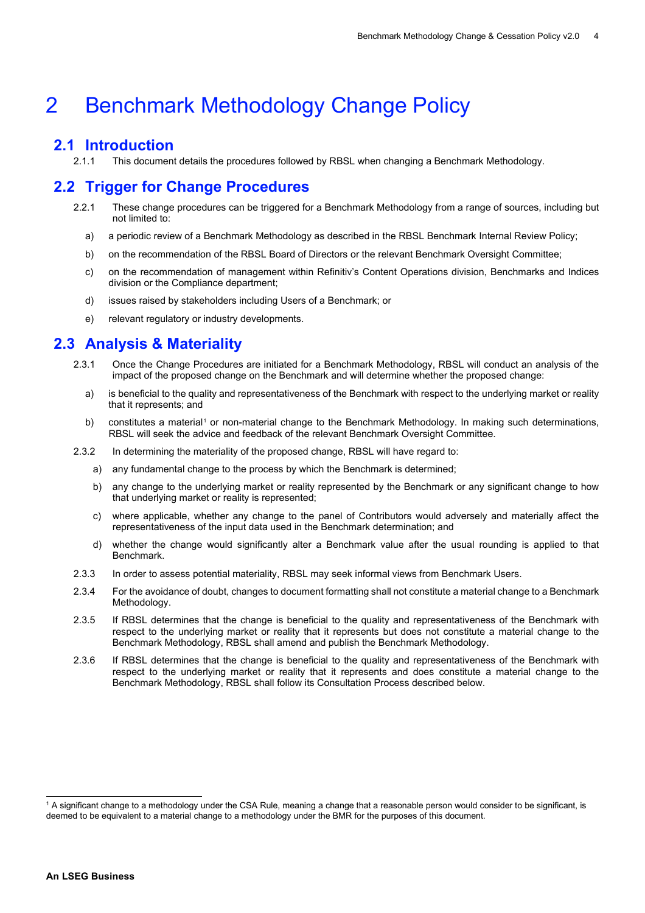# 2 Benchmark Methodology Change Policy

## 2.1 Introduction

2.1.1 This document details the procedures followed by RBSL when changing a Benchmark Methodology.

## 2.2 Trigger for Change Procedures

2.2.1 These change procedures can be triggered for a Benchmark Methodology from a range of sources, including but not limited to:

a) a periodic review of a Benchmark Methodology as described in the RBSL Benchmark Internal Review Policy;

b) on the recommendation of the RBSL Board of Directors or the relevant Benchmark Oversight Committee;

c) on the recommendation of management within Refinitiv's Content Operations division, Benchmarks and Indices division or the Compliance department;

d) issues raised by stakeholders including Users of a Benchmark; or

e) relevant regulatory or industry developments.

## 2.3 Analysis & Materiality

2.3.1 Once the Change Procedures are initiated for a Benchmark Methodology, RBSL will conduct an analysis of the impact of the proposed change on the Benchmark and will determine whether the proposed change:

a) is beneficial to the quality and representativeness of the Benchmark with respect to the underlying market or reality that it represents; and

b) constitutes a material[1] or non-material change to the Benchmark Methodology. In making such determinations, RBSL will seek the advice and feedback of the relevant Benchmark Oversight Committee.

2.3.2 In determining the materiality of the proposed change, RBSL will have regard to:

a) any fundamental change to the process by which the Benchmark is determined;

b) any change to the underlying market or reality represented by the Benchmark or any significant change to how that underlying market or reality is represented;

c) where applicable, whether any change to the panel of Contributors would adversely and materially affect the representativeness of the input data used in the Benchmark determination; and

d) whether the change would significantly alter a Benchmark value after the usual rounding is applied to that Benchmark.

2.3.3 In order to assess potential materiality, RBSL may seek informal views from Benchmark Users.

2.3.4 For the avoidance of doubt, changes to document formatting shall not constitute a material change to a Benchmark Methodology.

2.3.5 If RBSL determines that the change is beneficial to the quality and representativeness of the Benchmark with respect to the underlying market or reality that it represents but does not constitute a material change to the Benchmark Methodology, RBSL shall amend and publish the Benchmark Methodology.

2.3.6 If RBSL determines that the change is beneficial to the quality and representativeness of the Benchmark with respect to the underlying market or reality that it represents and does constitute a material change to the Benchmark Methodology, RBSL shall follow its Consultation Process described below.

---

[1] A significant change to a methodology under the CSA Rule, meaning a change that a reasonable person would consider to be significant, is deemed to be equivalent to a material change to a methodology under the BMR for the purposes of this document.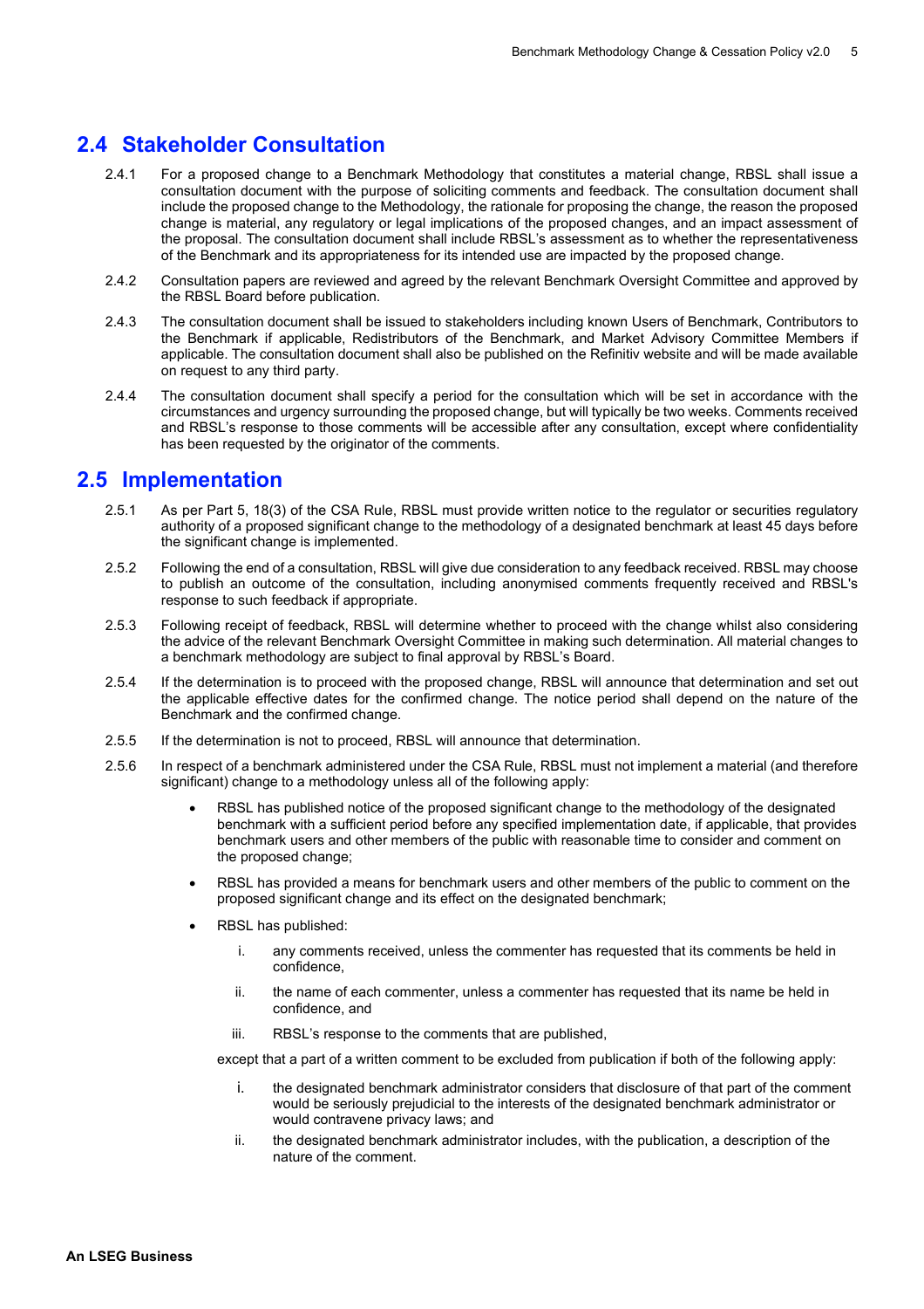## 2.4 Stakeholder Consultation

2.4.1 For a proposed change to a Benchmark Methodology that constitutes a material change, RBSL shall issue a consultation document with the purpose of soliciting comments and feedback. The consultation document shall include the proposed change to the Methodology, the rationale for proposing the change, the reason the proposed change is material, any regulatory or legal implications of the proposed changes, and an impact assessment of the proposal. The consultation document shall include RBSL's assessment as to whether the representativeness of the Benchmark and its appropriateness for its intended use are impacted by the proposed change.

2.4.2 Consultation papers are reviewed and agreed by the relevant Benchmark Oversight Committee and approved by the RBSL Board before publication.

2.4.3 The consultation document shall be issued to stakeholders including known Users of Benchmark, Contributors to the Benchmark if applicable, Redistributors of the Benchmark, and Market Advisory Committee Members if applicable. The consultation document shall also be published on the Refinitiv website and will be made available on request to any third party.

2.4.4 The consultation document shall specify a period for the consultation which will be set in accordance with the circumstances and urgency surrounding the proposed change, but will typically be two weeks. Comments received and RBSL's response to those comments will be accessible after any consultation, except where confidentiality has been requested by the originator of the comments.

## 2.5 Implementation

2.5.1 As per Part 5, 18(3) of the CSA Rule, RBSL must provide written notice to the regulator or securities regulatory authority of a proposed significant change to the methodology of a designated benchmark at least 45 days before the significant change is implemented.

2.5.2 Following the end of a consultation, RBSL will give due consideration to any feedback received. RBSL may choose to publish an outcome of the consultation, including anonymised comments frequently received and RBSL's response to such feedback if appropriate.

2.5.3 Following receipt of feedback, RBSL will determine whether to proceed with the change whilst also considering the advice of the relevant Benchmark Oversight Committee in making such determination. All material changes to a benchmark methodology are subject to final approval by RBSL's Board.

2.5.4 If the determination is to proceed with the proposed change, RBSL will announce that determination and set out the applicable effective dates for the confirmed change. The notice period shall depend on the nature of the Benchmark and the confirmed change.

2.5.5 If the determination is not to proceed, RBSL will announce that determination.

2.5.6 In respect of a benchmark administered under the CSA Rule, RBSL must not implement a material (and therefore significant) change to a methodology unless all of the following apply:

- RBSL has published notice of the proposed significant change to the methodology of the designated benchmark with a sufficient period before any specified implementation date, if applicable, that provides benchmark users and other members of the public with reasonable time to consider and comment on the proposed change;
- RBSL has provided a means for benchmark users and other members of the public to comment on the proposed significant change and its effect on the designated benchmark;
- RBSL has published:
  1. any comments received, unless the commenter has requested that its comments be held in confidence,
  2. the name of each commenter, unless a commenter has requested that its name be held in confidence, and
  3. RBSL's response to the comments that are published,

  except that a part of a written comment to be excluded from publication if both of the following apply:

  1. the designated benchmark administrator considers that disclosure of that part of the comment would be seriously prejudicial to the interests of the designated benchmark administrator or would contravene privacy laws; and
  2. the designated benchmark administrator includes, with the publication, a description of the nature of the comment.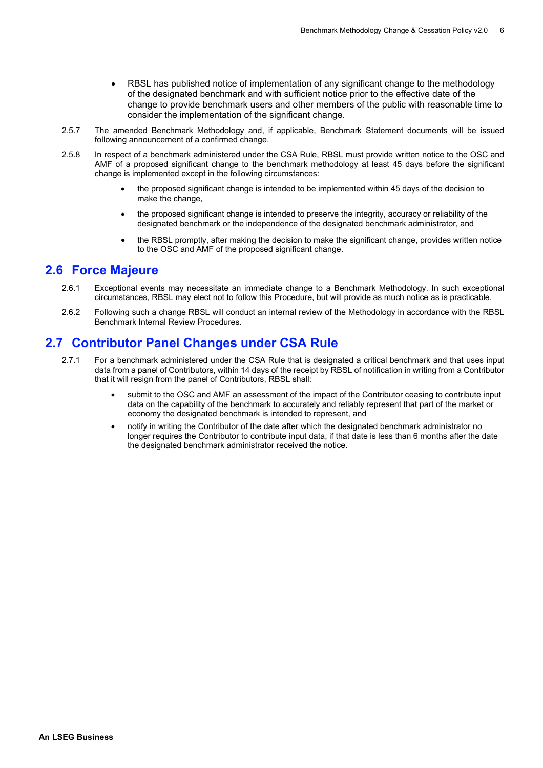- RBSL has published notice of implementation of any significant change to the methodology of the designated benchmark and with sufficient notice prior to the effective date of the change to provide benchmark users and other members of the public with reasonable time to consider the implementation of the significant change.

2.5.7 The amended Benchmark Methodology and, if applicable, Benchmark Statement documents will be issued following announcement of a confirmed change.

2.5.8 In respect of a benchmark administered under the CSA Rule, RBSL must provide written notice to the OSC and AMF of a proposed significant change to the benchmark methodology at least 45 days before the significant change is implemented except in the following circumstances:

- the proposed significant change is intended to be implemented within 45 days of the decision to make the change,
- the proposed significant change is intended to preserve the integrity, accuracy or reliability of the designated benchmark or the independence of the designated benchmark administrator, and
- the RBSL promptly, after making the decision to make the significant change, provides written notice to the OSC and AMF of the proposed significant change.

## 2.6 Force Majeure

2.6.1 Exceptional events may necessitate an immediate change to a Benchmark Methodology. In such exceptional circumstances, RBSL may elect not to follow this Procedure, but will provide as much notice as is practicable.

2.6.2 Following such a change RBSL will conduct an internal review of the Methodology in accordance with the RBSL Benchmark Internal Review Procedures.

## 2.7 Contributor Panel Changes under CSA Rule

2.7.1 For a benchmark administered under the CSA Rule that is designated a critical benchmark and that uses input data from a panel of Contributors, within 14 days of the receipt by RBSL of notification in writing from a Contributor that it will resign from the panel of Contributors, RBSL shall:

- submit to the OSC and AMF an assessment of the impact of the Contributor ceasing to contribute input data on the capability of the benchmark to accurately and reliably represent that part of the market or economy the designated benchmark is intended to represent, and
- notify in writing the Contributor of the date after which the designated benchmark administrator no longer requires the Contributor to contribute input data, if that date is less than 6 months after the date the designated benchmark administrator received the notice.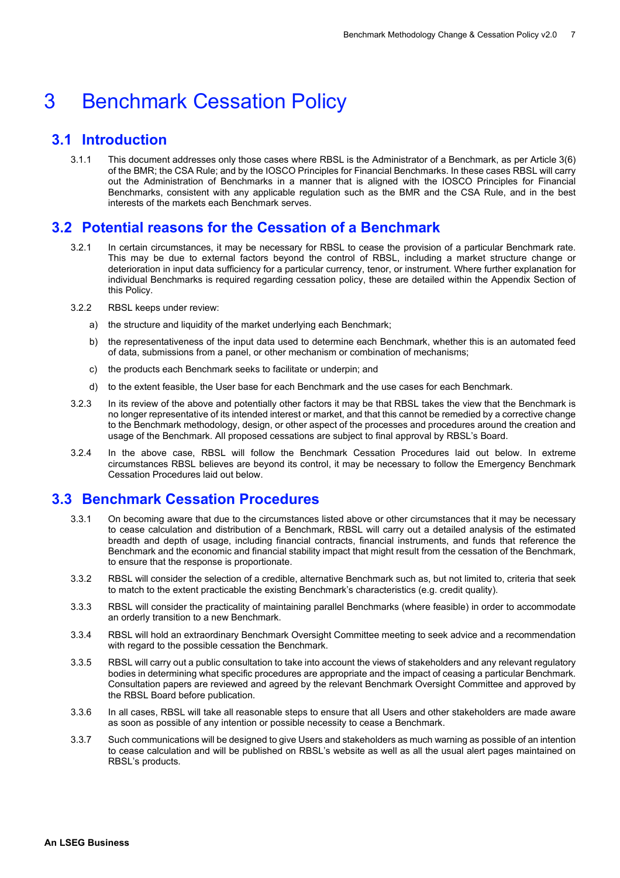# 3 Benchmark Cessation Policy

## 3.1 Introduction

3.1.1 This document addresses only those cases where RBSL is the Administrator of a Benchmark, as per Article 3(6) of the BMR; the CSA Rule; and by the IOSCO Principles for Financial Benchmarks. In these cases RBSL will carry out the Administration of Benchmarks in a manner that is aligned with the IOSCO Principles for Financial Benchmarks, consistent with any applicable regulation such as the BMR and the CSA Rule, and in the best interests of the markets each Benchmark serves.

## 3.2 Potential reasons for the Cessation of a Benchmark

3.2.1 In certain circumstances, it may be necessary for RBSL to cease the provision of a particular Benchmark rate. This may be due to external factors beyond the control of RBSL, including a market structure change or deterioration in input data sufficiency for a particular currency, tenor, or instrument. Where further explanation for individual Benchmarks is required regarding cessation policy, these are detailed within the Appendix Section of this Policy.

3.2.2 RBSL keeps under review:

a) the structure and liquidity of the market underlying each Benchmark;

b) the representativeness of the input data used to determine each Benchmark, whether this is an automated feed of data, submissions from a panel, or other mechanism or combination of mechanisms;

c) the products each Benchmark seeks to facilitate or underpin; and

d) to the extent feasible, the User base for each Benchmark and the use cases for each Benchmark.

3.2.3 In its review of the above and potentially other factors it may be that RBSL takes the view that the Benchmark is no longer representative of its intended interest or market, and that this cannot be remedied by a corrective change to the Benchmark methodology, design, or other aspect of the processes and procedures around the creation and usage of the Benchmark. All proposed cessations are subject to final approval by RBSL's Board.

3.2.4 In the above case, RBSL will follow the Benchmark Cessation Procedures laid out below. In extreme circumstances RBSL believes are beyond its control, it may be necessary to follow the Emergency Benchmark Cessation Procedures laid out below.

## 3.3 Benchmark Cessation Procedures

3.3.1 On becoming aware that due to the circumstances listed above or other circumstances that it may be necessary to cease calculation and distribution of a Benchmark, RBSL will carry out a detailed analysis of the estimated breadth and depth of usage, including financial contracts, financial instruments, and funds that reference the Benchmark and the economic and financial stability impact that might result from the cessation of the Benchmark, to ensure that the response is proportionate.

3.3.2 RBSL will consider the selection of a credible, alternative Benchmark such as, but not limited to, criteria that seek to match to the extent practicable the existing Benchmark's characteristics (e.g. credit quality).

3.3.3 RBSL will consider the practicality of maintaining parallel Benchmarks (where feasible) in order to accommodate an orderly transition to a new Benchmark.

3.3.4 RBSL will hold an extraordinary Benchmark Oversight Committee meeting to seek advice and a recommendation with regard to the possible cessation the Benchmark.

3.3.5 RBSL will carry out a public consultation to take into account the views of stakeholders and any relevant regulatory bodies in determining what specific procedures are appropriate and the impact of ceasing a particular Benchmark. Consultation papers are reviewed and agreed by the relevant Benchmark Oversight Committee and approved by the RBSL Board before publication.

3.3.6 In all cases, RBSL will take all reasonable steps to ensure that all Users and other stakeholders are made aware as soon as possible of any intention or possible necessity to cease a Benchmark.

3.3.7 Such communications will be designed to give Users and stakeholders as much warning as possible of an intention to cease calculation and will be published on RBSL's website as well as all the usual alert pages maintained on RBSL's products.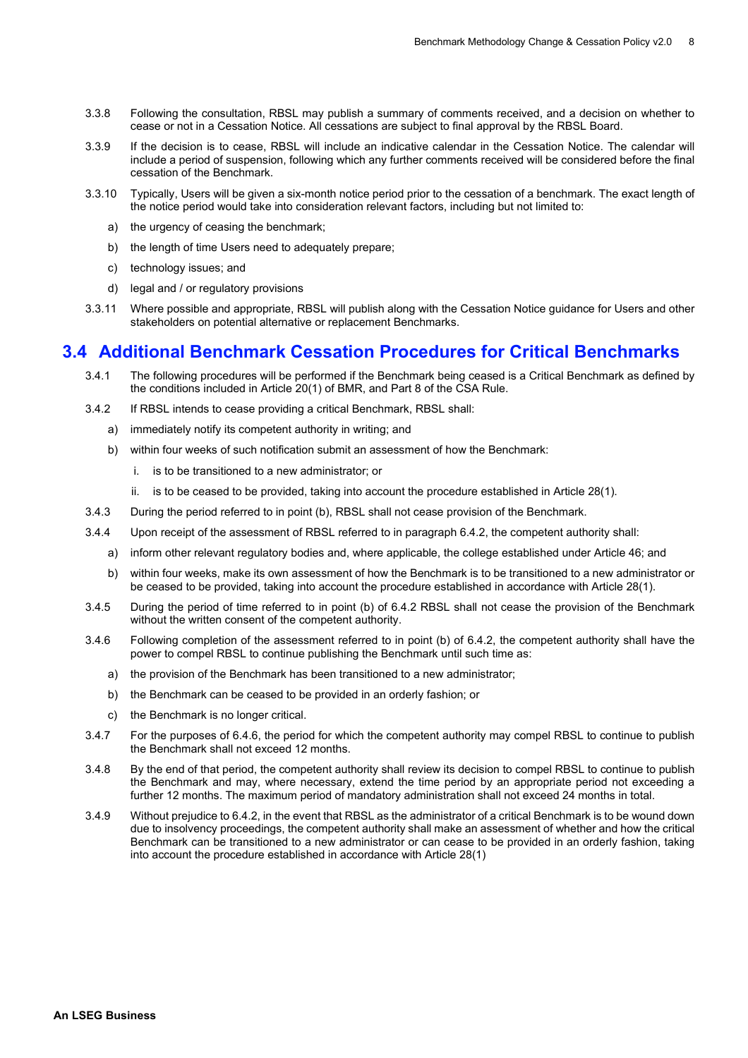3.3.8 Following the consultation, RBSL may publish a summary of comments received, and a decision on whether to cease or not in a Cessation Notice. All cessations are subject to final approval by the RBSL Board.

3.3.9 If the decision is to cease, RBSL will include an indicative calendar in the Cessation Notice. The calendar will include a period of suspension, following which any further comments received will be considered before the final cessation of the Benchmark.

3.3.10 Typically, Users will be given a six-month notice period prior to the cessation of a benchmark. The exact length of the notice period would take into consideration relevant factors, including but not limited to:

a) the urgency of ceasing the benchmark;

b) the length of time Users need to adequately prepare;

c) technology issues; and

d) legal and / or regulatory provisions

3.3.11 Where possible and appropriate, RBSL will publish along with the Cessation Notice guidance for Users and other stakeholders on potential alternative or replacement Benchmarks.

## 3.4 Additional Benchmark Cessation Procedures for Critical Benchmarks

3.4.1 The following procedures will be performed if the Benchmark being ceased is a Critical Benchmark as defined by the conditions included in Article 20(1) of BMR, and Part 8 of the CSA Rule.

3.4.2 If RBSL intends to cease providing a critical Benchmark, RBSL shall:

a) immediately notify its competent authority in writing; and

b) within four weeks of such notification submit an assessment of how the Benchmark:

   i. is to be transitioned to a new administrator; or

   ii. is to be ceased to be provided, taking into account the procedure established in Article 28(1).

3.4.3 During the period referred to in point (b), RBSL shall not cease provision of the Benchmark.

3.4.4 Upon receipt of the assessment of RBSL referred to in paragraph 6.4.2, the competent authority shall:

a) inform other relevant regulatory bodies and, where applicable, the college established under Article 46; and

b) within four weeks, make its own assessment of how the Benchmark is to be transitioned to a new administrator or be ceased to be provided, taking into account the procedure established in accordance with Article 28(1).

3.4.5 During the period of time referred to in point (b) of 6.4.2 RBSL shall not cease the provision of the Benchmark without the written consent of the competent authority.

3.4.6 Following completion of the assessment referred to in point (b) of 6.4.2, the competent authority shall have the power to compel RBSL to continue publishing the Benchmark until such time as:

a) the provision of the Benchmark has been transitioned to a new administrator;

b) the Benchmark can be ceased to be provided in an orderly fashion; or

c) the Benchmark is no longer critical.

3.4.7 For the purposes of 6.4.6, the period for which the competent authority may compel RBSL to continue to publish the Benchmark shall not exceed 12 months.

3.4.8 By the end of that period, the competent authority shall review its decision to compel RBSL to continue to publish the Benchmark and may, where necessary, extend the time period by an appropriate period not exceeding a further 12 months. The maximum period of mandatory administration shall not exceed 24 months in total.

3.4.9 Without prejudice to 6.4.2, in the event that RBSL as the administrator of a critical Benchmark is to be wound down due to insolvency proceedings, the competent authority shall make an assessment of whether and how the critical Benchmark can be transitioned to a new administrator or can cease to be provided in an orderly fashion, taking into account the procedure established in accordance with Article 28(1)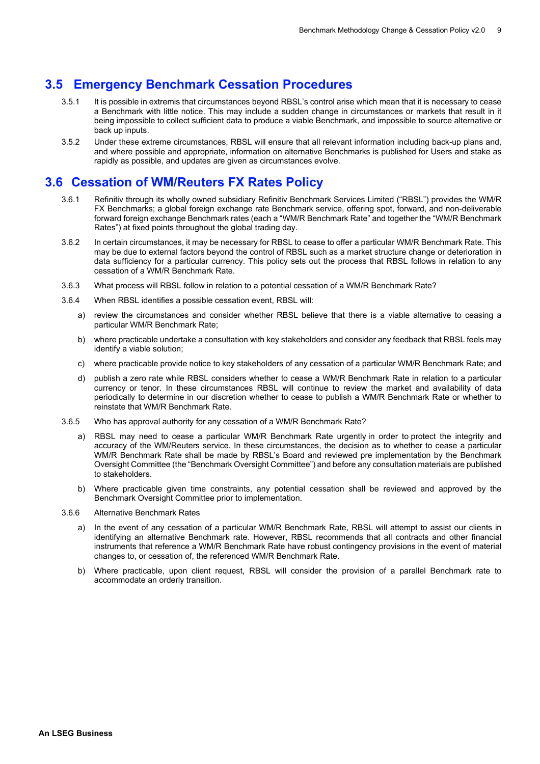## 3.5 Emergency Benchmark Cessation Procedures

3.5.1 It is possible in extremis that circumstances beyond RBSL's control arise which mean that it is necessary to cease a Benchmark with little notice. This may include a sudden change in circumstances or markets that result in it being impossible to collect sufficient data to produce a viable Benchmark, and impossible to source alternative or back up inputs.

3.5.2 Under these extreme circumstances, RBSL will ensure that all relevant information including back-up plans and, and where possible and appropriate, information on alternative Benchmarks is published for Users and stake as rapidly as possible, and updates are given as circumstances evolve.

## 3.6 Cessation of WM/Reuters FX Rates Policy

3.6.1 Refinitiv through its wholly owned subsidiary Refinitiv Benchmark Services Limited ("RBSL") provides the WM/R FX Benchmarks; a global foreign exchange rate Benchmark service, offering spot, forward, and non-deliverable forward foreign exchange Benchmark rates (each a "WM/R Benchmark Rate" and together the "WM/R Benchmark Rates") at fixed points throughout the global trading day.

3.6.2 In certain circumstances, it may be necessary for RBSL to cease to offer a particular WM/R Benchmark Rate. This may be due to external factors beyond the control of RBSL such as a market structure change or deterioration in data sufficiency for a particular currency. This policy sets out the process that RBSL follows in relation to any cessation of a WM/R Benchmark Rate.

3.6.3 What process will RBSL follow in relation to a potential cessation of a WM/R Benchmark Rate?

3.6.4 When RBSL identifies a possible cessation event, RBSL will:

a) review the circumstances and consider whether RBSL believe that there is a viable alternative to ceasing a particular WM/R Benchmark Rate;

b) where practicable undertake a consultation with key stakeholders and consider any feedback that RBSL feels may identify a viable solution;

c) where practicable provide notice to key stakeholders of any cessation of a particular WM/R Benchmark Rate; and

d) publish a zero rate while RBSL considers whether to cease a WM/R Benchmark Rate in relation to a particular currency or tenor. In these circumstances RBSL will continue to review the market and availability of data periodically to determine in our discretion whether to cease to publish a WM/R Benchmark Rate or whether to reinstate that WM/R Benchmark Rate.

3.6.5 Who has approval authority for any cessation of a WM/R Benchmark Rate?

a) RBSL may need to cease a particular WM/R Benchmark Rate urgently in order to protect the integrity and accuracy of the WM/Reuters service. In these circumstances, the decision as to whether to cease a particular WM/R Benchmark Rate shall be made by RBSL's Board and reviewed pre implementation by the Benchmark Oversight Committee (the "Benchmark Oversight Committee") and before any consultation materials are published to stakeholders.

b) Where practicable given time constraints, any potential cessation shall be reviewed and approved by the Benchmark Oversight Committee prior to implementation.

3.6.6 Alternative Benchmark Rates

a) In the event of any cessation of a particular WM/R Benchmark Rate, RBSL will attempt to assist our clients in identifying an alternative Benchmark rate. However, RBSL recommends that all contracts and other financial instruments that reference a WM/R Benchmark Rate have robust contingency provisions in the event of material changes to, or cessation of, the referenced WM/R Benchmark Rate.

b) Where practicable, upon client request, RBSL will consider the provision of a parallel Benchmark rate to accommodate an orderly transition.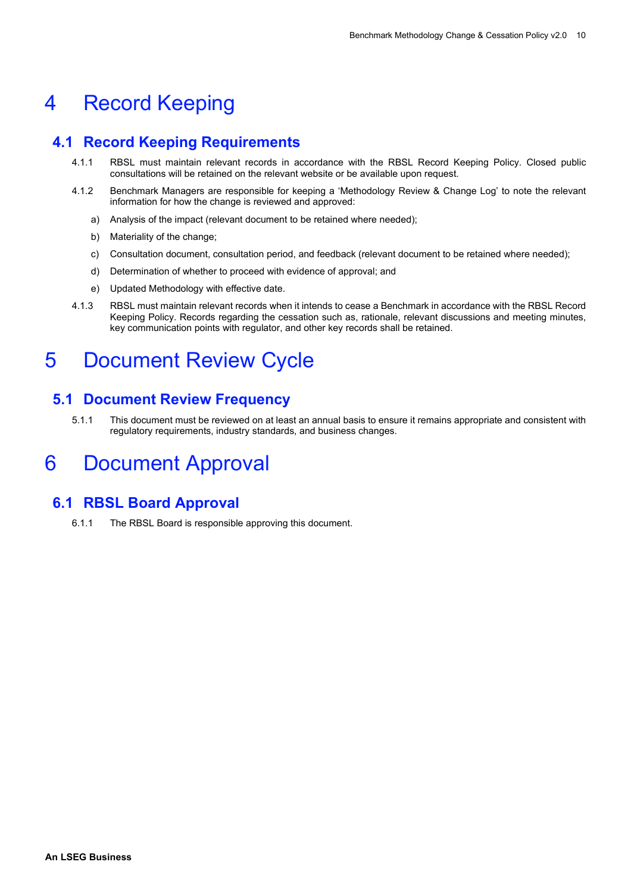# 4 Record Keeping

## 4.1 Record Keeping Requirements

4.1.1 RBSL must maintain relevant records in accordance with the RBSL Record Keeping Policy. Closed public consultations will be retained on the relevant website or be available upon request.

4.1.2 Benchmark Managers are responsible for keeping a 'Methodology Review & Change Log' to note the relevant information for how the change is reviewed and approved:

a) Analysis of the impact (relevant document to be retained where needed);

b) Materiality of the change;

c) Consultation document, consultation period, and feedback (relevant document to be retained where needed);

d) Determination of whether to proceed with evidence of approval; and

e) Updated Methodology with effective date.

4.1.3 RBSL must maintain relevant records when it intends to cease a Benchmark in accordance with the RBSL Record Keeping Policy. Records regarding the cessation such as, rationale, relevant discussions and meeting minutes, key communication points with regulator, and other key records shall be retained.

# 5 Document Review Cycle

## 5.1 Document Review Frequency

5.1.1 This document must be reviewed on at least an annual basis to ensure it remains appropriate and consistent with regulatory requirements, industry standards, and business changes.

# 6 Document Approval

## 6.1 RBSL Board Approval

6.1.1 The RBSL Board is responsible approving this document.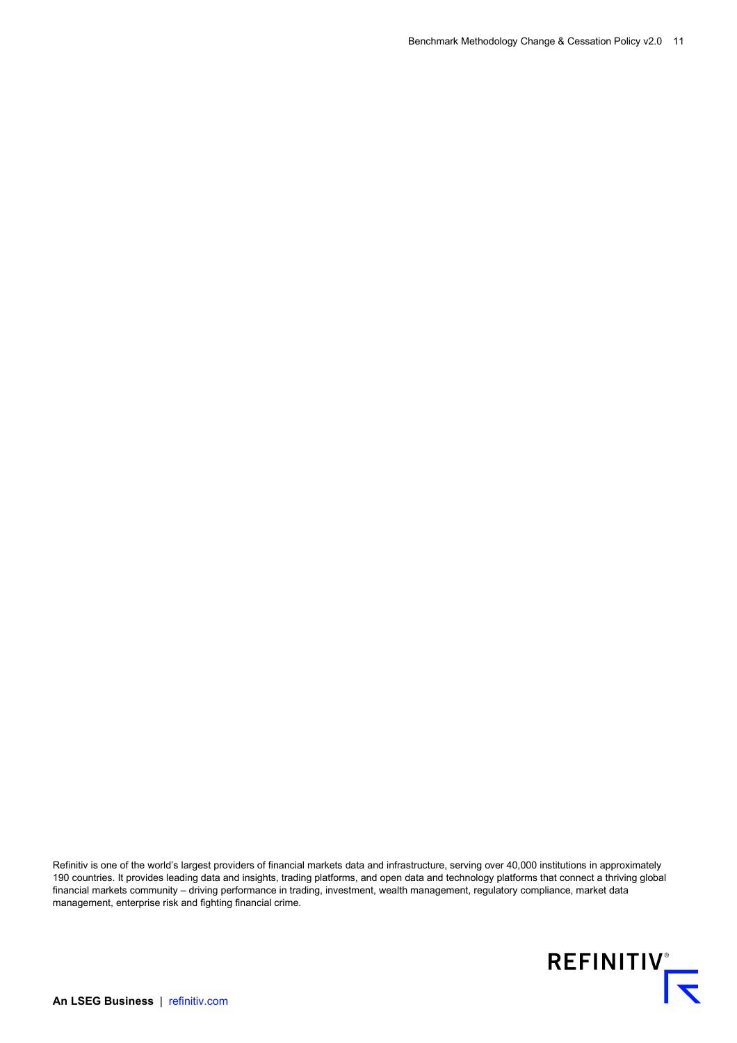Refinitiv is one of the world's largest providers of financial markets data and infrastructure, serving over 40,000 institutions in approximately 190 countries. It provides leading data and insights, trading platforms, and open data and technology platforms that connect a thriving global financial markets community – driving performance in trading, investment, wealth management, regulatory compliance, market data management, enterprise risk and fighting financial crime.

REFINITIV®

**An LSEG Business** | refinitiv.com